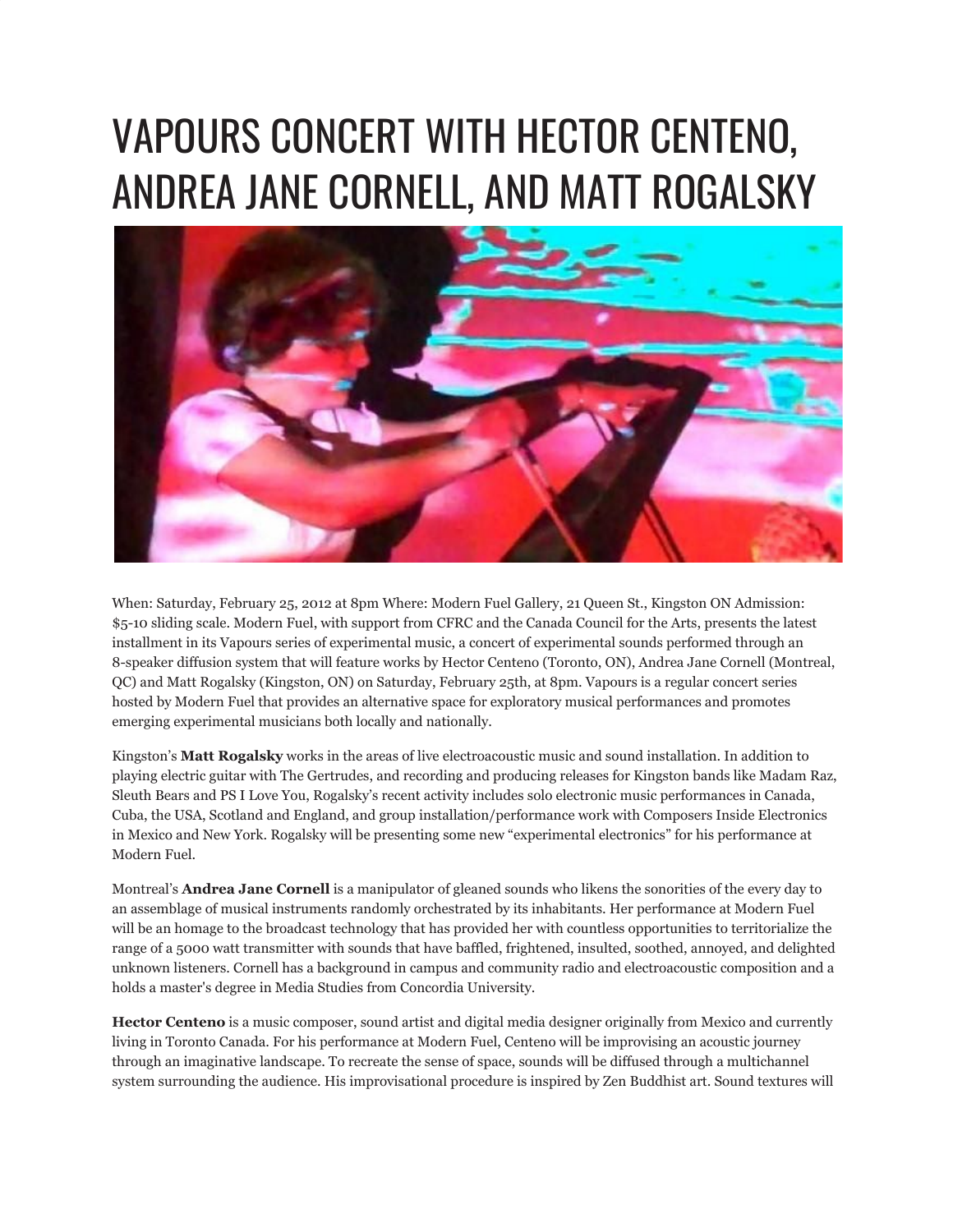# VAPOURS CONCERT WITH HECTOR CENTENO, ANDREA JANE CORNELL, AND MATT ROGALSKY

When: Saturday, February 25, 2012 at 8pm Where: Modern Fuel Gallery, 21 Queen St., Kingston ON Admission: $5-10 sliding scale. Modern Fuel, with support from CFRC and the Canada Council for the Arts, presents the latest installment in its Vapours series of experimental music, a concert of experimental sounds performed through an 8-speaker diffusion system that will feature works by Hector Centeno (Toronto, ON), Andrea Jane Cornell (Montreal, QC) and Matt Rogalsky (Kingston, ON) on Saturday, February 25th, at 8pm. Vapours is a regular concert series hosted by Modern Fuel that provides an alternative space for exploratory musical performances and promotes emerging experimental musicians both locally and nationally.

Kingston's **Matt Rogalsky** works in the areas of live electroacoustic music and sound installation. In addition to playing electric guitar with The Gertrudes, and recording and producing releases for Kingston bands like Madam Raz, Sleuth Bears and PS I Love You, Rogalsky's recent activity includes solo electronic music performances in Canada, Cuba, the USA, Scotland and England, and group installation/performance work with Composers Inside Electronics in Mexico and New York. Rogalsky will be presenting some new "experimental electronics" for his performance at Modern Fuel.

Montreal's **Andrea Jane Cornell** is a manipulator of gleaned sounds who likens the sonorities of the every day to an assemblage of musical instruments randomly orchestrated by its inhabitants. Her performance at Modern Fuel will be an homage to the broadcast technology that has provided her with countless opportunities to territorialize the range of a 5000 watt transmitter with sounds that have baffled, frightened, insulted, soothed, annoyed, and delighted unknown listeners. Cornell has a background in campus and community radio and electroacoustic composition and a holds a master's degree in Media Studies from Concordia University.

**Hector Centeno** is a music composer, sound artist and digital media designer originally from Mexico and currently living in Toronto Canada. For his performance at Modern Fuel, Centeno will be improvising an acoustic journey through an imaginative landscape. To recreate the sense of space, sounds will be diffused through a multichannel system surrounding the audience. His improvisational procedure is inspired by Zen Buddhist art. Sound textures will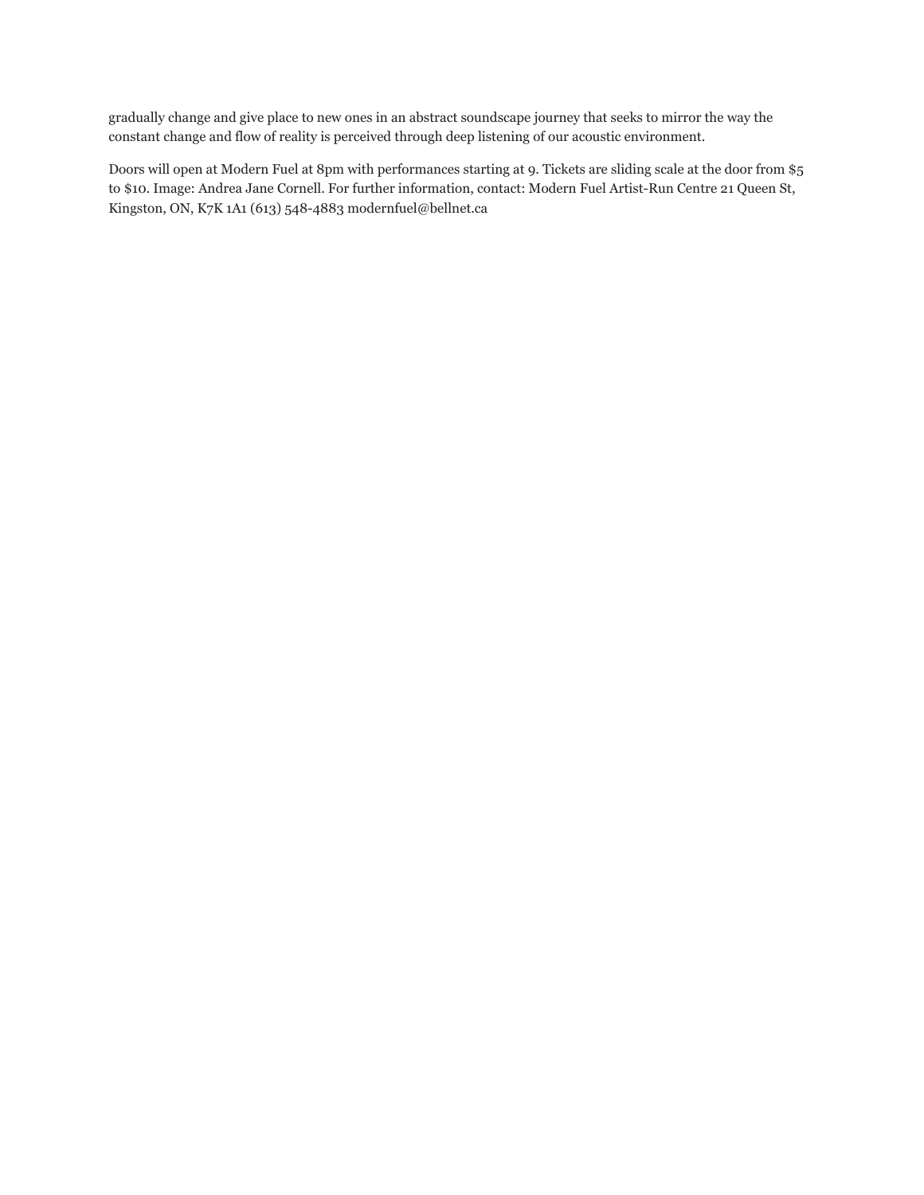gradually change and give place to new ones in an abstract soundscape journey that seeks to mirror the way the constant change and flow of reality is perceived through deep listening of our acoustic environment.

Doors will open at Modern Fuel at 8pm with performances starting at 9. Tickets are sliding scale at the door from $5 to $10. Image: Andrea Jane Cornell. For further information, contact: Modern Fuel Artist-Run Centre 21 Queen St, Kingston, ON, K7K 1A1 (613) 548-4883 modernfuel@bellnet.ca